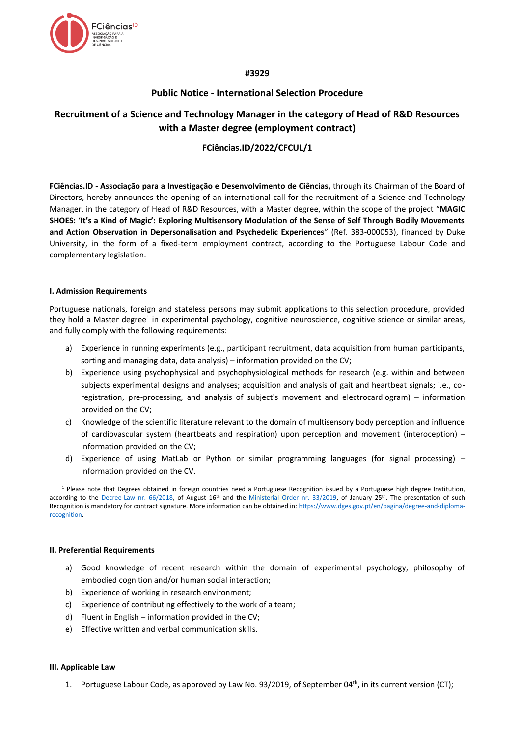#3929

## Public Notice - International Selection Procedure

## Recruitment of a Science and Technology Manager in the category of Head of R&D Resources with a Master degree (employment contract)

### FCiências.ID/2022/CFCUL/1

**FCiências.ID - Associação para a Investigação e Desenvolvimento de Ciências,** through its Chairman of the Board of Directors, hereby announces the opening of an international call for the recruitment of a Science and Technology Manager, in the category of Head of R&D Resources, with a Master degree, within the scope of the project "**MAGIC SHOES:** '**It's a Kind of Magic': Exploring Multisensory Modulation of the Sense of Self Through Bodily Movements and Action Observation in Depersonalisation and Psychedelic Experiences**" (Ref. 383-000053), financed by Duke University, in the form of a fixed-term employment contract, according to the Portuguese Labour Code and complementary legislation.

#### I. Admission Requirements

Portuguese nationals, foreign and stateless persons may submit applications to this selection procedure, provided they hold a Master degree[1] in experimental psychology, cognitive neuroscience, cognitive science or similar areas, and fully comply with the following requirements:

a) Experience in running experiments (e.g., participant recruitment, data acquisition from human participants, sorting and managing data, data analysis) – information provided on the CV;

b) Experience using psychophysical and psychophysiological methods for research (e.g. within and between subjects experimental designs and analyses; acquisition and analysis of gait and heartbeat signals; i.e., co-registration, pre-processing, and analysis of subject's movement and electrocardiogram) – information provided on the CV;

c) Knowledge of the scientific literature relevant to the domain of multisensory body perception and influence of cardiovascular system (heartbeats and respiration) upon perception and movement (interoception) – information provided on the CV;

d) Experience of using MatLab or Python or similar programming languages (for signal processing) – information provided on the CV.

[1] Please note that Degrees obtained in foreign countries need a Portuguese Recognition issued by a Portuguese high degree Institution, according to the Decree-Law nr. 66/2018, of August 16th and the Ministerial Order nr. 33/2019, of January 25th. The presentation of such Recognition is mandatory for contract signature. More information can be obtained in: https://www.dges.gov.pt/en/pagina/degree-and-diploma-recognition.

#### II. Preferential Requirements

a) Good knowledge of recent research within the domain of experimental psychology, philosophy of embodied cognition and/or human social interaction;

b) Experience of working in research environment;

c) Experience of contributing effectively to the work of a team;

d) Fluent in English – information provided in the CV;

e) Effective written and verbal communication skills.

#### III. Applicable Law

1. Portuguese Labour Code, as approved by Law No. 93/2019, of September 04th, in its current version (CT);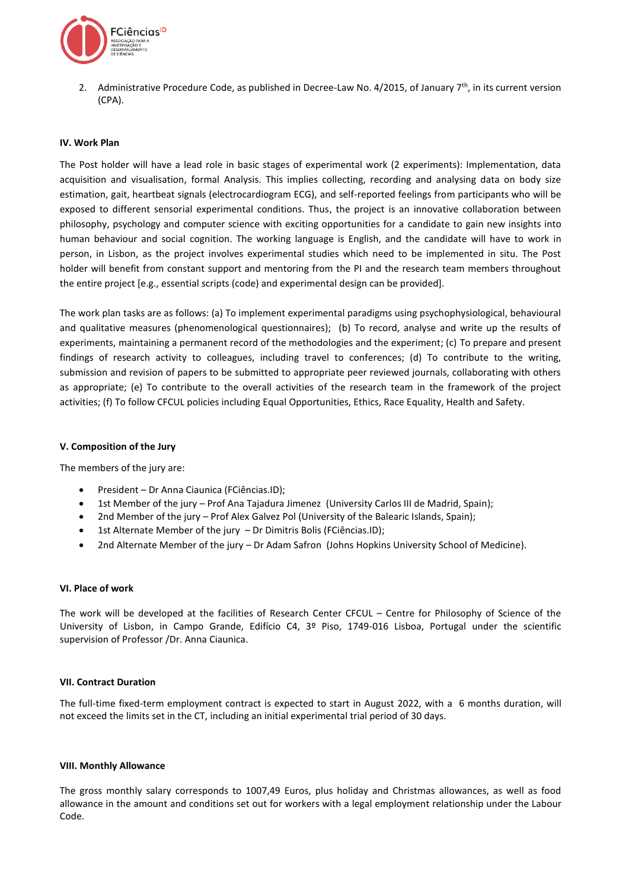2. Administrative Procedure Code, as published in Decree-Law No. 4/2015, of January 7th, in its current version (CPA).

**IV. Work Plan**

The Post holder will have a lead role in basic stages of experimental work (2 experiments): Implementation, data acquisition and visualisation, formal Analysis. This implies collecting, recording and analysing data on body size estimation, gait, heartbeat signals (electrocardiogram ECG), and self-reported feelings from participants who will be exposed to different sensorial experimental conditions. Thus, the project is an innovative collaboration between philosophy, psychology and computer science with exciting opportunities for a candidate to gain new insights into human behaviour and social cognition. The working language is English, and the candidate will have to work in person, in Lisbon, as the project involves experimental studies which need to be implemented in situ. The Post holder will benefit from constant support and mentoring from the PI and the research team members throughout the entire project [e.g., essential scripts (code) and experimental design can be provided].

The work plan tasks are as follows: (a) To implement experimental paradigms using psychophysiological, behavioural and qualitative measures (phenomenological questionnaires); (b) To record, analyse and write up the results of experiments, maintaining a permanent record of the methodologies and the experiment; (c) To prepare and present findings of research activity to colleagues, including travel to conferences; (d) To contribute to the writing, submission and revision of papers to be submitted to appropriate peer reviewed journals, collaborating with others as appropriate; (e) To contribute to the overall activities of the research team in the framework of the project activities; (f) To follow CFCUL policies including Equal Opportunities, Ethics, Race Equality, Health and Safety.

**V. Composition of the Jury**

The members of the jury are:

- President – Dr Anna Ciaunica (FCiências.ID);
- 1st Member of the jury – Prof Ana Tajadura Jimenez (University Carlos III de Madrid, Spain);
- 2nd Member of the jury – Prof Alex Galvez Pol (University of the Balearic Islands, Spain);
- 1st Alternate Member of the jury – Dr Dimitris Bolis (FCiências.ID);
- 2nd Alternate Member of the jury – Dr Adam Safron (Johns Hopkins University School of Medicine).

**VI. Place of work**

The work will be developed at the facilities of Research Center CFCUL – Centre for Philosophy of Science of the University of Lisbon, in Campo Grande, Edifício C4, 3º Piso, 1749-016 Lisboa, Portugal under the scientific supervision of Professor /Dr. Anna Ciaunica.

**VII. Contract Duration**

The full-time fixed-term employment contract is expected to start in August 2022, with a 6 months duration, will not exceed the limits set in the CT, including an initial experimental trial period of 30 days.

**VIII. Monthly Allowance**

The gross monthly salary corresponds to 1007,49 Euros, plus holiday and Christmas allowances, as well as food allowance in the amount and conditions set out for workers with a legal employment relationship under the Labour Code.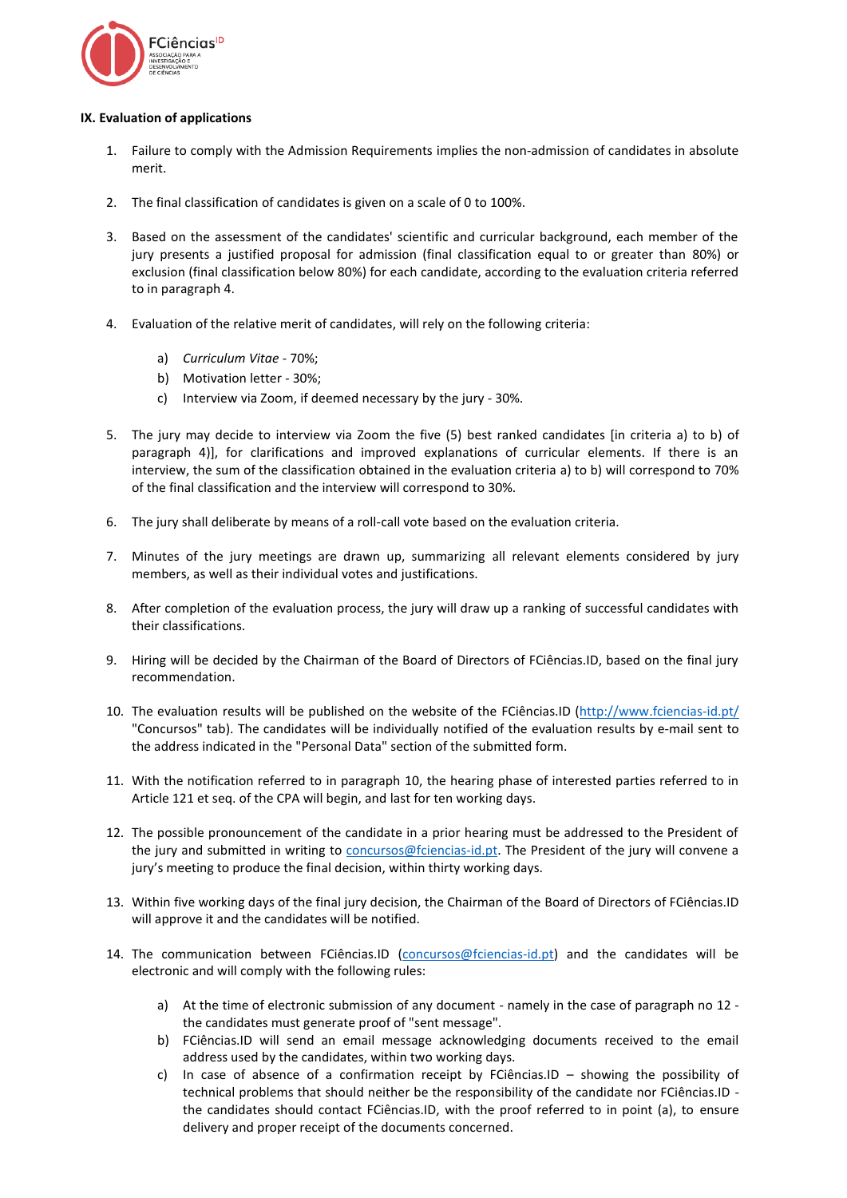**IX. Evaluation of applications**

1. Failure to comply with the Admission Requirements implies the non-admission of candidates in absolute merit.

2. The final classification of candidates is given on a scale of 0 to 100%.

3. Based on the assessment of the candidates' scientific and curricular background, each member of the jury presents a justified proposal for admission (final classification equal to or greater than 80%) or exclusion (final classification below 80%) for each candidate, according to the evaluation criteria referred to in paragraph 4.

4. Evaluation of the relative merit of candidates, will rely on the following criteria:

   a) *Curriculum Vitae* - 70%;
   b) Motivation letter - 30%;
   c) Interview via Zoom, if deemed necessary by the jury - 30%.

5. The jury may decide to interview via Zoom the five (5) best ranked candidates [in criteria a) to b) of paragraph 4)], for clarifications and improved explanations of curricular elements. If there is an interview, the sum of the classification obtained in the evaluation criteria a) to b) will correspond to 70% of the final classification and the interview will correspond to 30%.

6. The jury shall deliberate by means of a roll-call vote based on the evaluation criteria.

7. Minutes of the jury meetings are drawn up, summarizing all relevant elements considered by jury members, as well as their individual votes and justifications.

8. After completion of the evaluation process, the jury will draw up a ranking of successful candidates with their classifications.

9. Hiring will be decided by the Chairman of the Board of Directors of FCiências.ID, based on the final jury recommendation.

10. The evaluation results will be published on the website of the FCiências.ID (http://www.fciencias-id.pt/ "Concursos" tab). The candidates will be individually notified of the evaluation results by e-mail sent to the address indicated in the "Personal Data" section of the submitted form.

11. With the notification referred to in paragraph 10, the hearing phase of interested parties referred to in Article 121 et seq. of the CPA will begin, and last for ten working days.

12. The possible pronouncement of the candidate in a prior hearing must be addressed to the President of the jury and submitted in writing to concursos@fciencias-id.pt. The President of the jury will convene a jury's meeting to produce the final decision, within thirty working days.

13. Within five working days of the final jury decision, the Chairman of the Board of Directors of FCiências.ID will approve it and the candidates will be notified.

14. The communication between FCiências.ID (concursos@fciencias-id.pt) and the candidates will be electronic and will comply with the following rules:

    a) At the time of electronic submission of any document - namely in the case of paragraph no 12 - the candidates must generate proof of "sent message".
    b) FCiências.ID will send an email message acknowledging documents received to the email address used by the candidates, within two working days.
    c) In case of absence of a confirmation receipt by FCiências.ID – showing the possibility of technical problems that should neither be the responsibility of the candidate nor FCiências.ID - the candidates should contact FCiências.ID, with the proof referred to in point (a), to ensure delivery and proper receipt of the documents concerned.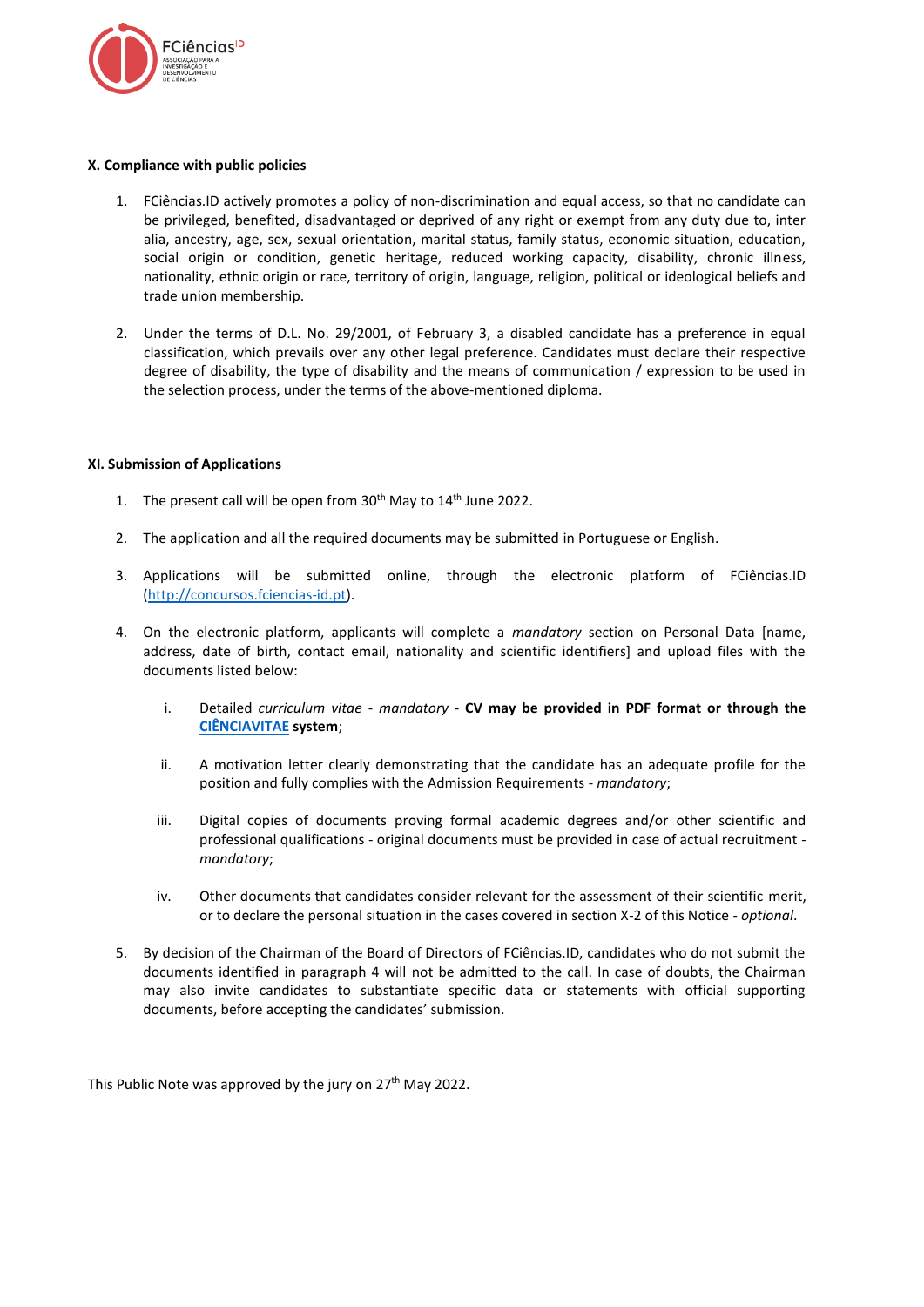## X. Compliance with public policies

1. FCiências.ID actively promotes a policy of non-discrimination and equal access, so that no candidate can be privileged, benefited, disadvantaged or deprived of any right or exempt from any duty due to, inter alia, ancestry, age, sex, sexual orientation, marital status, family status, economic situation, education, social origin or condition, genetic heritage, reduced working capacity, disability, chronic illness, nationality, ethnic origin or race, territory of origin, language, religion, political or ideological beliefs and trade union membership.

2. Under the terms of D.L. No. 29/2001, of February 3, a disabled candidate has a preference in equal classification, which prevails over any other legal preference. Candidates must declare their respective degree of disability, the type of disability and the means of communication / expression to be used in the selection process, under the terms of the above-mentioned diploma.

## XI. Submission of Applications

1. The present call will be open from 30th May to 14th June 2022.

2. The application and all the required documents may be submitted in Portuguese or English.

3. Applications will be submitted online, through the electronic platform of FCiências.ID (http://concursos.fciencias-id.pt).

4. On the electronic platform, applicants will complete a *mandatory* section on Personal Data [name, address, date of birth, contact email, nationality and scientific identifiers] and upload files with the documents listed below:

   i. Detailed *curriculum vitae* - *mandatory* - **CV may be provided in PDF format or through the CIÊNCIAVITAE system**;

   ii. A motivation letter clearly demonstrating that the candidate has an adequate profile for the position and fully complies with the Admission Requirements - *mandatory*;

   iii. Digital copies of documents proving formal academic degrees and/or other scientific and professional qualifications - original documents must be provided in case of actual recruitment - *mandatory*;

   iv. Other documents that candidates consider relevant for the assessment of their scientific merit, or to declare the personal situation in the cases covered in section X-2 of this Notice - *optional*.

5. By decision of the Chairman of the Board of Directors of FCiências.ID, candidates who do not submit the documents identified in paragraph 4 will not be admitted to the call. In case of doubts, the Chairman may also invite candidates to substantiate specific data or statements with official supporting documents, before accepting the candidates' submission.

This Public Note was approved by the jury on 27th May 2022.